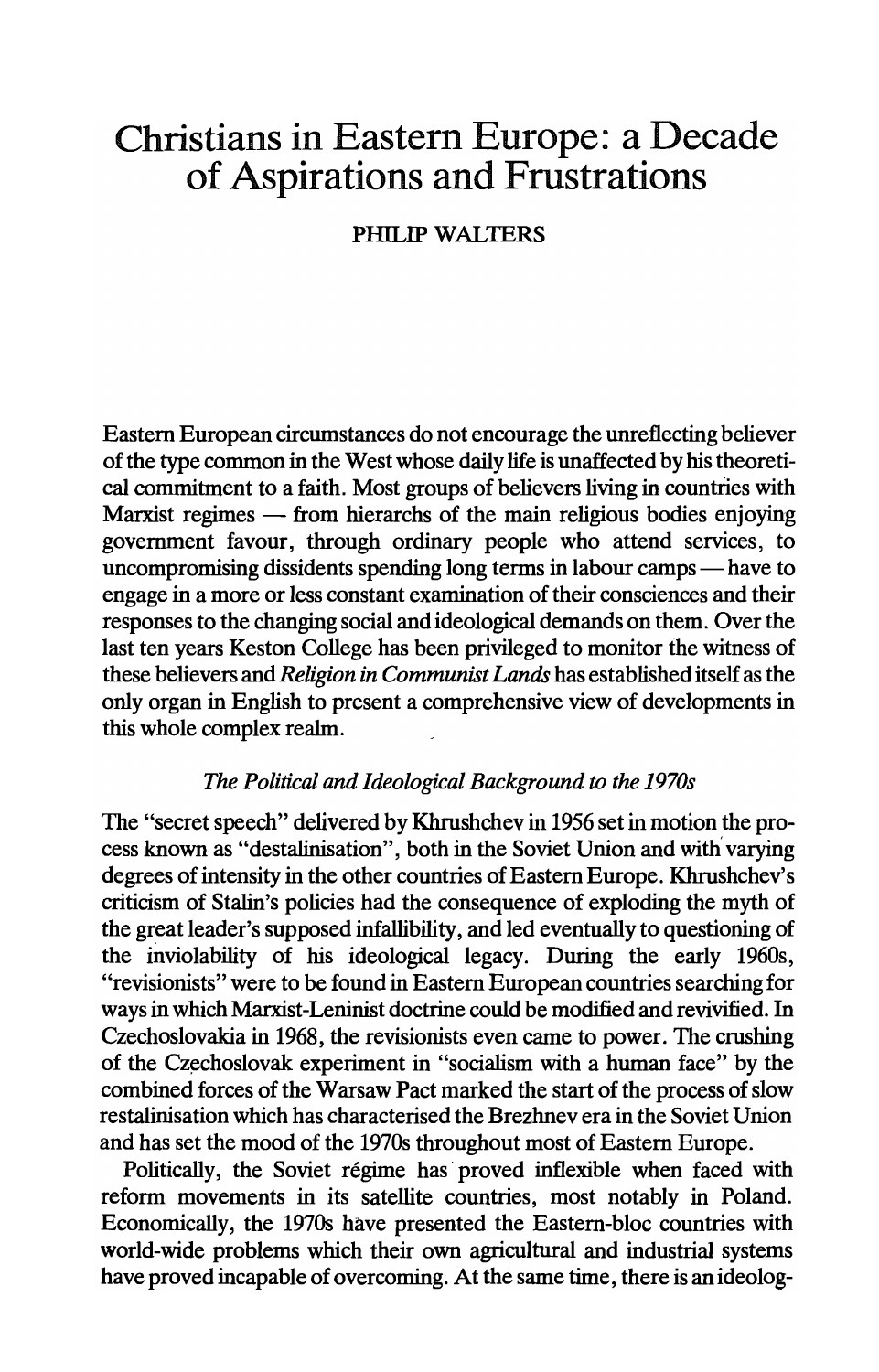# Christians in Eastern Europe: a Decade of Aspirations and Frustrations

PHILIP WALTERS

Eastern European circumstances do not encourage the unreflecting believer of the type common in the West whose daily life is unaffected by his theoretical commitment to a faith. Most groups of believers living in countries with Marxist regimes — from hierarchs of the main religious bodies enjoying government favour, through ordinary people who attend services, to uncompromising dissidents spending long terms in labour camps — have to engage in a more or less constant examination of their consciences and their responses to the changing social and ideological demands on them. Over the last ten years Keston College has been privileged to monitor the witness of these believers and *Religion in Communist Lands* has established itself as the only organ in English to present a comprehensive view of developments in this whole complex realm.

## *The Political and Ideological Background to the 1970s*

The "secret speech" delivered by Khrushchev in 1956 set in motion the process known as "destalinisation", both in the Soviet Union and with varying degrees of intensity in the other countries of Eastern Europe. Khrushchev's criticism of Stalin's policies had the consequence of exploding the myth of the great leader's supposed infallibility, and led eventually to questioning of the inviolability of his ideological legacy. During the early 1960s, "revisionists" were to be found in Eastern European countries searching for ways in which Marxist-Leninist doctrine could be modified and revivified. In Czechoslovakia in 1968, the revisionists even came to power. The crushing of the Czechoslovak experiment in "socialism with a human face" by the combined forces of the Warsaw Pact marked the start of the process of slow restalinisation which has characterised the Brezhnev era in the Soviet Union and has set the mood of the 1970s throughout most of Eastern Europe.

Politically, the Soviet régime has proved inflexible when faced with reform movements in its satellite countries, most notably in Poland. Economically, the 1970s have presented the Eastern-bloc countries with world-wide problems which their own agricultural and industrial systems have proved incapable of overcoming. At the same time, there is an ideolog-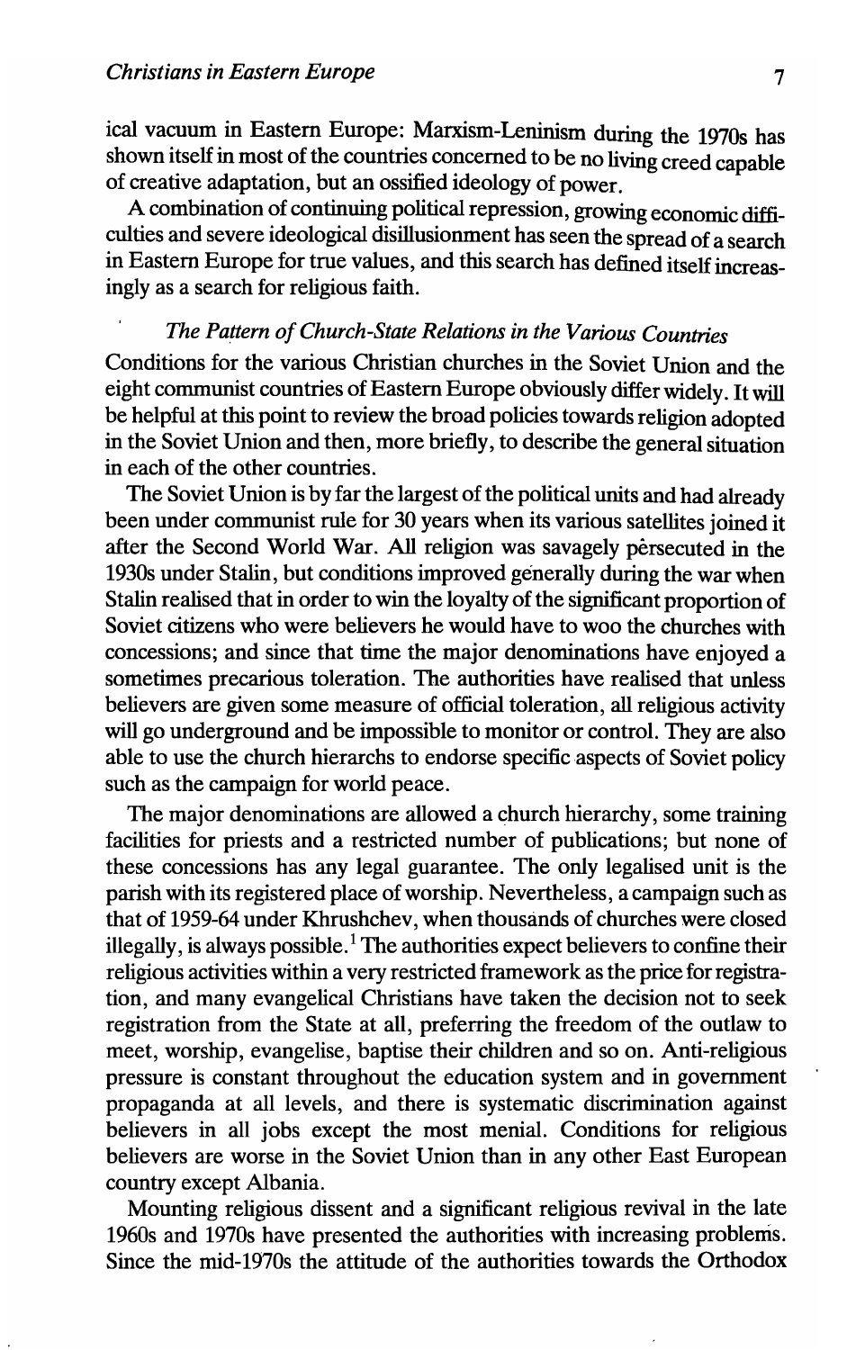ical vacuum in Eastern Europe: Marxism-Leninism during the 1970s has shown itself in most of the countries concerned to be no living creed capable of creative adaptation, but an ossified ideology of power.

A combination of continuing political repression, growing economic difficulties and severe ideological disillusionment has seen the spread of a search in Eastern Europe for true values, and this search has defined itself increasingly as a search for religious faith.

### *The Pattern of Church-State Relations in the Various Countries*

Conditions for the various Christian churches in the Soviet Union and the eight communist countries of Eastern Europe obviously differ widely. It will be helpful at this point to review the broad policies towards religion adopted in the Soviet Union and then, more briefly, to describe the general situation in each of the other countries.

The Soviet Union is by far the largest of the political units and had already been under communist rule for 30 years when its various satellites joined it after the Second World War. All religion was savagely pêrsecuted in the 1930s under Stalin, but conditions improved generally during the war when Stalin realised that in order to win the loyalty of the significant proportion of Soviet citizens who were believers he would have to woo the churches with concessions; and since that time the major denominations have enjoyed a sometimes precarious toleration. The authorities have realised that unless believers are given some measure of official toleration, all religious activity will go underground and be impossible to monitor or control. They are also able to use the church hierarchs to endorse specific aspects of Soviet policy such as the campaign for world peace.

The major denominations are allowed a church hierarchy, some training facilities for priests and a restricted number of publications; but none of these concessions has any legal guarantee. The only legalised unit is the parish with its registered place of worship. Nevertheless, a campaign such as that of 1959-64 under Khrushchev, when thousands of churches were closed illegally, is always possible.[1] The authorities expect believers to confine their religious activities within a very restricted framework as the price for registration, and many evangelical Christians have taken the decision not to seek registration from the State at all, preferring the freedom of the outlaw to meet, worship, evangelise, baptise their children and so on. Anti-religious pressure is constant throughout the education system and in government propaganda at all levels, and there is systematic discrimination against believers in all jobs except the most menial. Conditions for religious believers are worse in the Soviet Union than in any other East European country except Albania.

Mounting religious dissent and a significant religious revival in the late 1960s and 1970s have presented the authorities with increasing problems. Since the mid-1970s the attitude of the authorities towards the Orthodox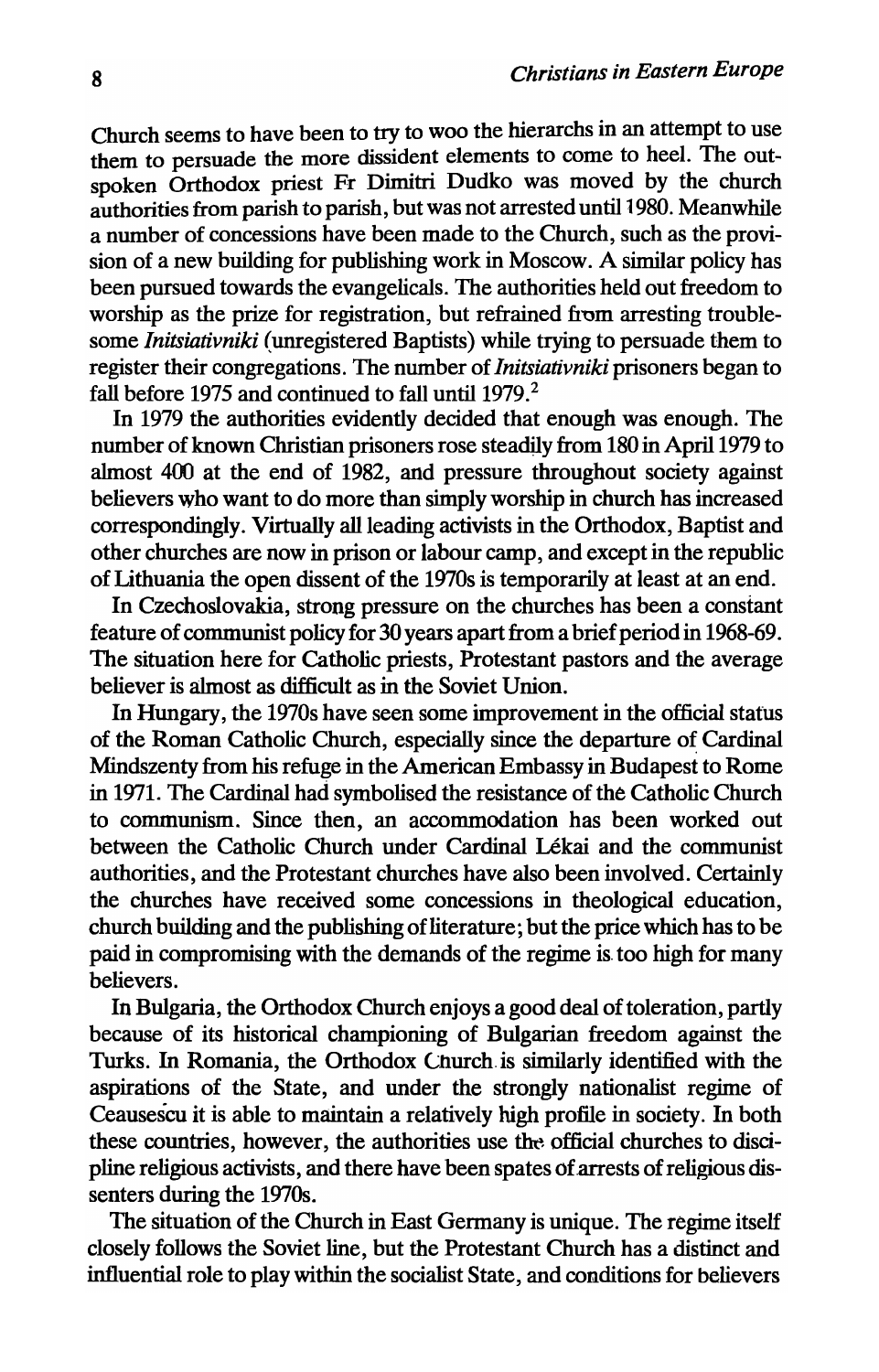Church seems to have been to try to woo the hierarchs in an attempt to use them to persuade the more dissident elements to come to heel. The outspoken Orthodox priest Fr Dimitri Dudko was moved by the church authorities from parish to parish, but was not arrested until 1980. Meanwhile a number of concessions have been made to the Church, such as the provision of a new building for publishing work in Moscow. A similar policy has been pursued towards the evangelicals. The authorities held out freedom to worship as the prize for registration, but refrained from arresting troublesome *Initsiativniki* (unregistered Baptists) while trying to persuade them to register their congregations. The number of *Initsiativniki* prisoners began to fall before 1975 and continued to fall until 1979.[2]

In 1979 the authorities evidently decided that enough was enough. The number of known Christian prisoners rose steadily from 180 in April 1979 to almost 400 at the end of 1982, and pressure throughout society against believers who want to do more than simply worship in church has increased correspondingly. Virtually all leading activists in the Orthodox, Baptist and other churches are now in prison or labour camp, and except in the republic of Lithuania the open dissent of the 1970s is temporarily at least at an end.

In Czechoslovakia, strong pressure on the churches has been a constant feature of communist policy for 30 years apart from a brief period in 1968-69. The situation here for Catholic priests, Protestant pastors and the average believer is almost as difficult as in the Soviet Union.

In Hungary, the 1970s have seen some improvement in the official status of the Roman Catholic Church, especially since the departure of Cardinal Mindszenty from his refuge in the American Embassy in Budapest to Rome in 1971. The Cardinal had symbolised the resistance of the Catholic Church to communism. Since then, an accommodation has been worked out between the Catholic Church under Cardinal Lékai and the communist authorities, and the Protestant churches have also been involved. Certainly the churches have received some concessions in theological education, church building and the publishing of literature; but the price which has to be paid in compromising with the demands of the regime is too high for many believers.

In Bulgaria, the Orthodox Church enjoys a good deal of toleration, partly because of its historical championing of Bulgarian freedom against the Turks. In Romania, the Orthodox Church is similarly identified with the aspirations of the State, and under the strongly nationalist regime of Ceausescu it is able to maintain a relatively high profile in society. In both these countries, however, the authorities use the official churches to discipline religious activists, and there have been spates of arrests of religious dissenters during the 1970s.

The situation of the Church in East Germany is unique. The regime itself closely follows the Soviet line, but the Protestant Church has a distinct and influential role to play within the socialist State, and conditions for believers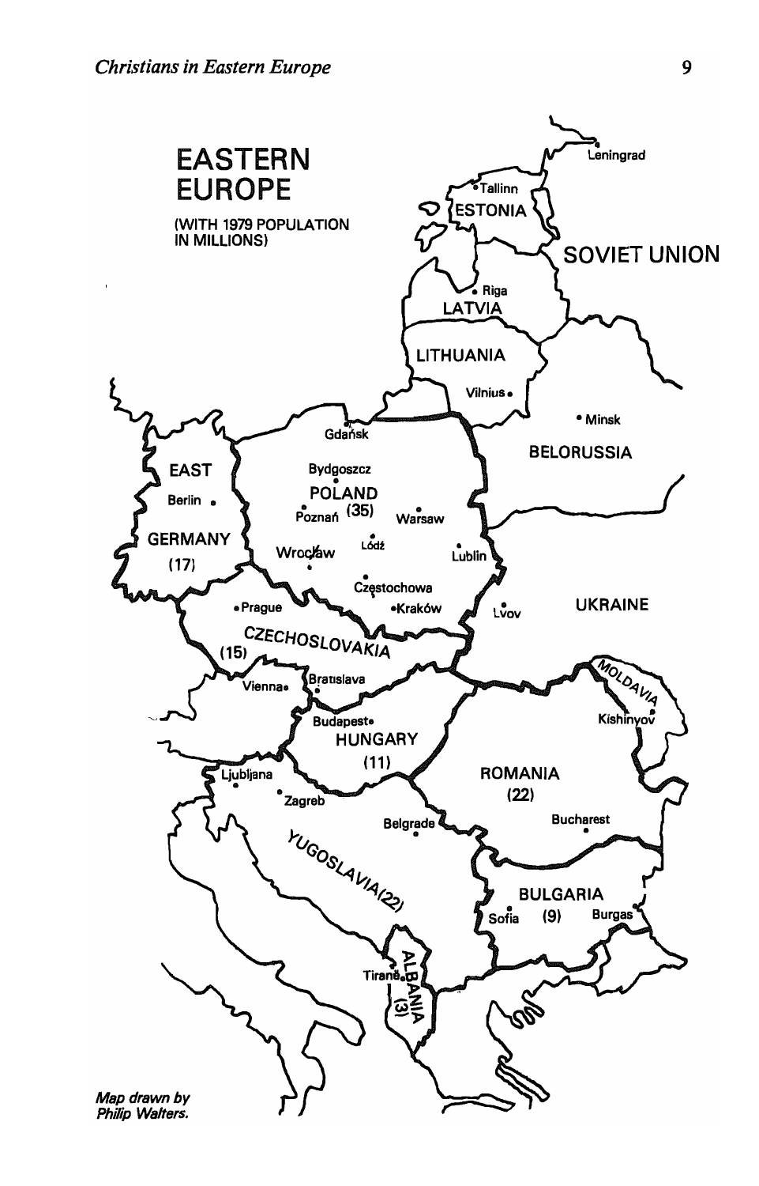# EASTERN EUROPE

(WITH 1979 POPULATION IN MILLIONS)

*Map drawn by Philip Walters.*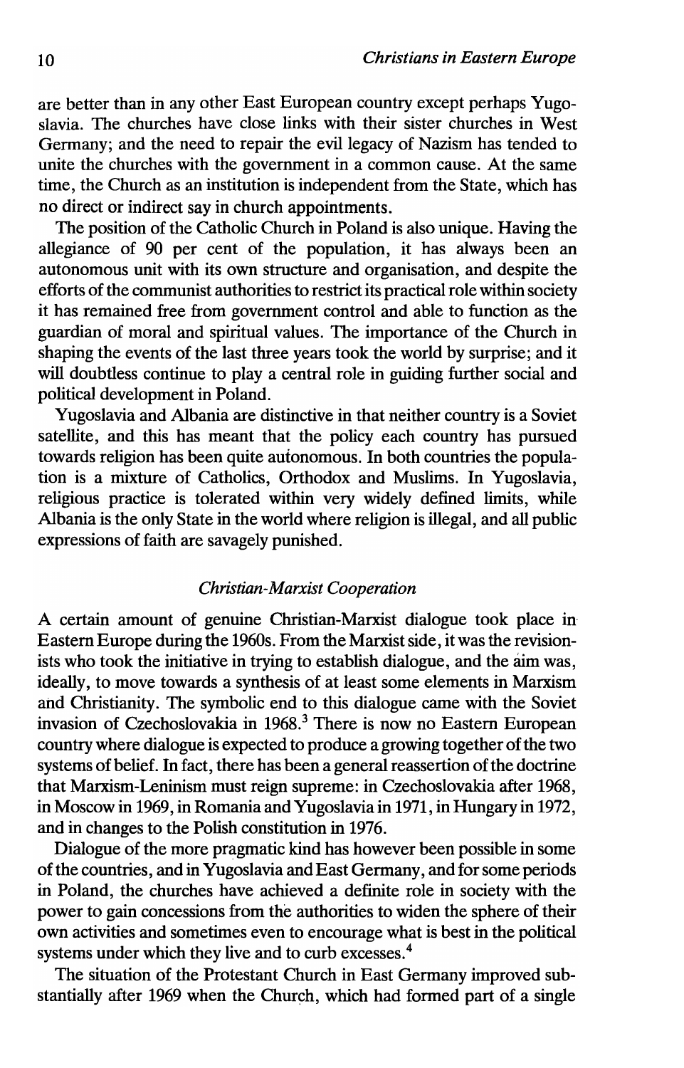are better than in any other East European country except perhaps Yugoslavia. The churches have close links with their sister churches in West Germany; and the need to repair the evil legacy of Nazism has tended to unite the churches with the government in a common cause. At the same time, the Church as an institution is independent from the State, which has no direct or indirect say in church appointments.

The position of the Catholic Church in Poland is also unique. Having the allegiance of 90 per cent of the population, it has always been an autonomous unit with its own structure and organisation, and despite the efforts of the communist authorities to restrict its practical role within society it has remained free from government control and able to function as the guardian of moral and spiritual values. The importance of the Church in shaping the events of the last three years took the world by surprise; and it will doubtless continue to play a central role in guiding further social and political development in Poland.

Yugoslavia and Albania are distinctive in that neither country is a Soviet satellite, and this has meant that the policy each country has pursued towards religion has been quite autonomous. In both countries the population is a mixture of Catholics, Orthodox and Muslims. In Yugoslavia, religious practice is tolerated within very widely defined limits, while Albania is the only State in the world where religion is illegal, and all public expressions of faith are savagely punished.

### *Christian-Marxist Cooperation*

A certain amount of genuine Christian-Marxist dialogue took place in Eastern Europe during the 1960s. From the Marxist side, it was the revisionists who took the initiative in trying to establish dialogue, and the aim was, ideally, to move towards a synthesis of at least some elements in Marxism and Christianity. The symbolic end to this dialogue came with the Soviet invasion of Czechoslovakia in 1968.[3] There is now no Eastern European country where dialogue is expected to produce a growing together of the two systems of belief. In fact, there has been a general reassertion of the doctrine that Marxism-Leninism must reign supreme: in Czechoslovakia after 1968, in Moscow in 1969, in Romania and Yugoslavia in 1971, in Hungary in 1972, and in changes to the Polish constitution in 1976.

Dialogue of the more pragmatic kind has however been possible in some of the countries, and in Yugoslavia and East Germany, and for some periods in Poland, the churches have achieved a definite role in society with the power to gain concessions from the authorities to widen the sphere of their own activities and sometimes even to encourage what is best in the political systems under which they live and to curb excesses.[4]

The situation of the Protestant Church in East Germany improved substantially after 1969 when the Church, which had formed part of a single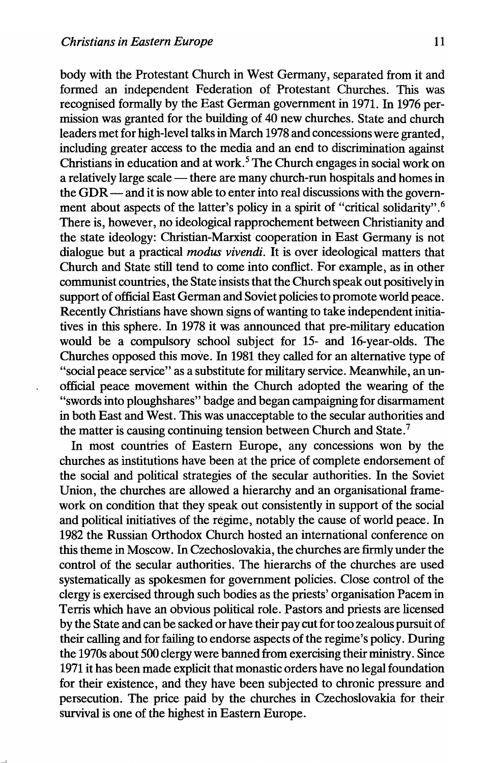body with the Protestant Church in West Germany, separated from it and formed an independent Federation of Protestant Churches. This was recognised formally by the East German government in 1971. In 1976 permission was granted for the building of 40 new churches. State and church leaders met for high-level talks in March 1978 and concessions were granted, including greater access to the media and an end to discrimination against Christians in education and at work.[5] The Church engages in social work on a relatively large scale — there are many church-run hospitals and homes in the GDR — and it is now able to enter into real discussions with the government about aspects of the latter's policy in a spirit of "critical solidarity".[6] There is, however, no ideological rapprochement between Christianity and the state ideology: Christian-Marxist cooperation in East Germany is not dialogue but a practical *modus vivendi*. It is over ideological matters that Church and State still tend to come into conflict. For example, as in other communist countries, the State insists that the Church speak out positively in support of official East German and Soviet policies to promote world peace. Recently Christians have shown signs of wanting to take independent initiatives in this sphere. In 1978 it was announced that pre-military education would be a compulsory school subject for 15- and 16-year-olds. The Churches opposed this move. In 1981 they called for an alternative type of "social peace service" as a substitute for military service. Meanwhile, an unofficial peace movement within the Church adopted the wearing of the "swords into ploughshares" badge and began campaigning for disarmament in both East and West. This was unacceptable to the secular authorities and the matter is causing continuing tension between Church and State.[7]

In most countries of Eastern Europe, any concessions won by the churches as institutions have been at the price of complete endorsement of the social and political strategies of the secular authorities. In the Soviet Union, the churches are allowed a hierarchy and an organisational framework on condition that they speak out consistently in support of the social and political initiatives of the régime, notably the cause of world peace. In 1982 the Russian Orthodox Church hosted an international conference on this theme in Moscow. In Czechoslovakia, the churches are firmly under the control of the secular authorities. The hierarchs of the churches are used systematically as spokesmen for government policies. Close control of the clergy is exercised through such bodies as the priests' organisation Pacem in Terris which have an obvious political role. Pastors and priests are licensed by the State and can be sacked or have their pay cut for too zealous pursuit of their calling and for failing to endorse aspects of the regime's policy. During the 1970s about 500 clergy were banned from exercising their ministry. Since 1971 it has been made explicit that monastic orders have no legal foundation for their existence, and they have been subjected to chronic pressure and persecution. The price paid by the churches in Czechoslovakia for their survival is one of the highest in Eastern Europe.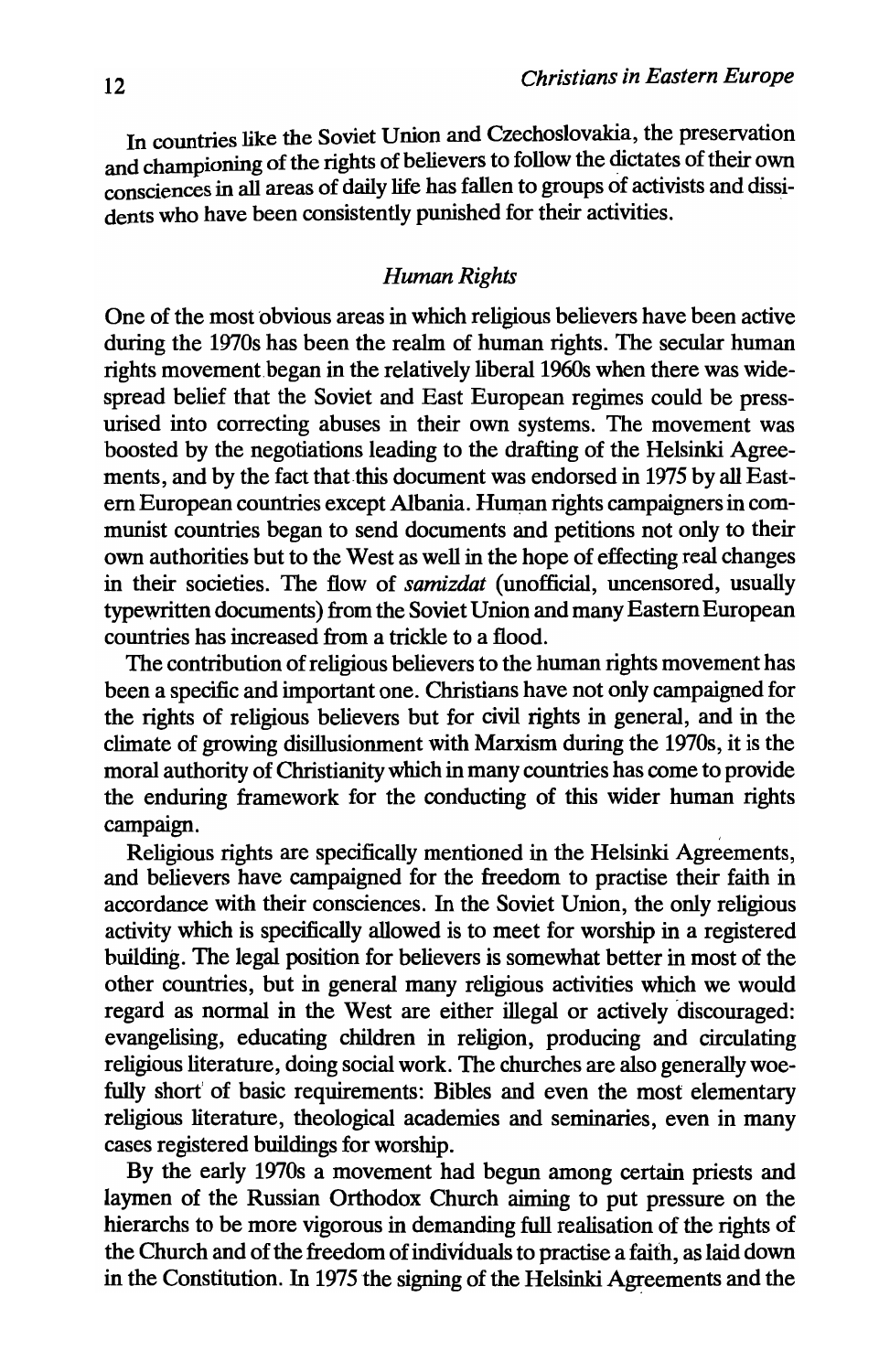In countries like the Soviet Union and Czechoslovakia, the preservation and championing of the rights of believers to follow the dictates of their own consciences in all areas of daily life has fallen to groups of activists and dissidents who have been consistently punished for their activities.

### *Human Rights*

One of the most obvious areas in which religious believers have been active during the 1970s has been the realm of human rights. The secular human rights movement began in the relatively liberal 1960s when there was widespread belief that the Soviet and East European regimes could be pressurised into correcting abuses in their own systems. The movement was boosted by the negotiations leading to the drafting of the Helsinki Agreements, and by the fact that this document was endorsed in 1975 by all Eastern European countries except Albania. Human rights campaigners in communist countries began to send documents and petitions not only to their own authorities but to the West as well in the hope of effecting real changes in their societies. The flow of *samizdat* (unofficial, uncensored, usually typewritten documents) from the Soviet Union and many Eastern European countries has increased from a trickle to a flood.

The contribution of religious believers to the human rights movement has been a specific and important one. Christians have not only campaigned for the rights of religious believers but for civil rights in general, and in the climate of growing disillusionment with Marxism during the 1970s, it is the moral authority of Christianity which in many countries has come to provide the enduring framework for the conducting of this wider human rights campaign.

Religious rights are specifically mentioned in the Helsinki Agreements, and believers have campaigned for the freedom to practise their faith in accordance with their consciences. In the Soviet Union, the only religious activity which is specifically allowed is to meet for worship in a registered building. The legal position for believers is somewhat better in most of the other countries, but in general many religious activities which we would regard as normal in the West are either illegal or actively discouraged: evangelising, educating children in religion, producing and circulating religious literature, doing social work. The churches are also generally woefully short of basic requirements: Bibles and even the most elementary religious literature, theological academies and seminaries, even in many cases registered buildings for worship.

By the early 1970s a movement had begun among certain priests and laymen of the Russian Orthodox Church aiming to put pressure on the hierarchs to be more vigorous in demanding full realisation of the rights of the Church and of the freedom of individuals to practise a faith, as laid down in the Constitution. In 1975 the signing of the Helsinki Agreements and the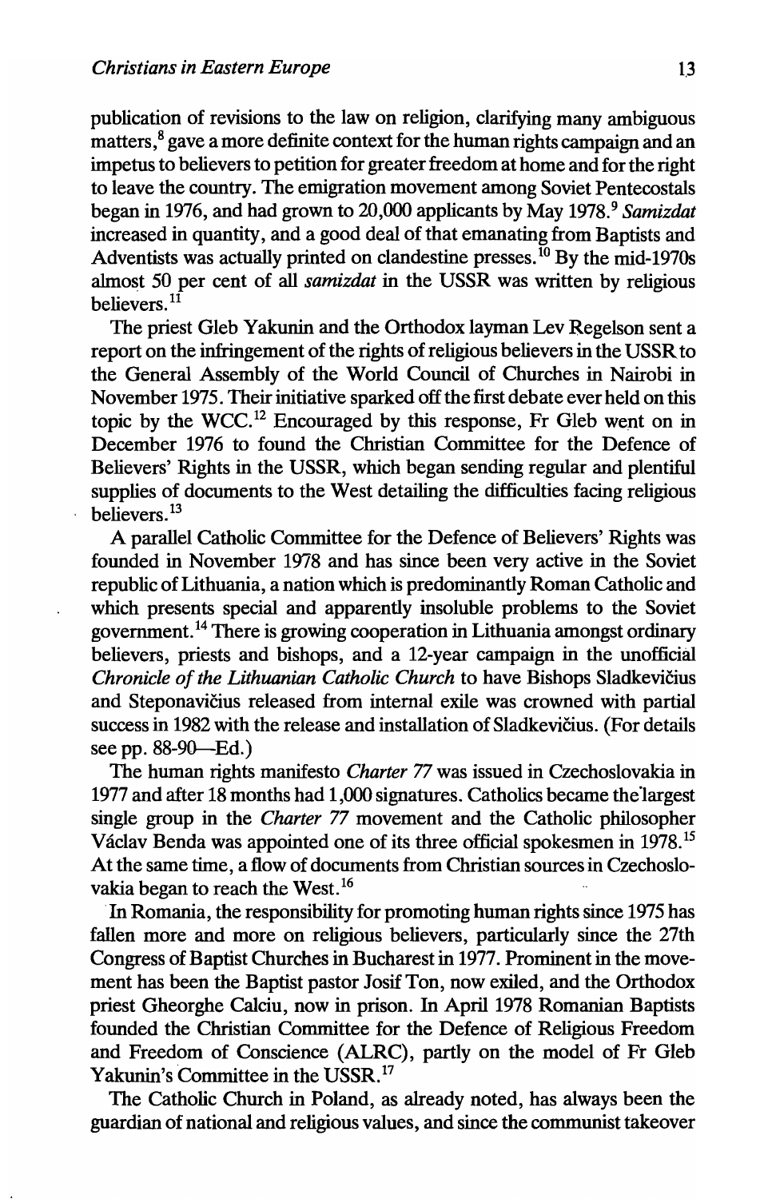publication of revisions to the law on religion, clarifying many ambiguous matters,[8] gave a more definite context for the human rights campaign and an impetus to believers to petition for greater freedom at home and for the right to leave the country. The emigration movement among Soviet Pentecostals began in 1976, and had grown to 20,000 applicants by May 1978.[9] *Samizdat* increased in quantity, and a good deal of that emanating from Baptists and Adventists was actually printed on clandestine presses.[10] By the mid-1970s almost 50 per cent of all *samizdat* in the USSR was written by religious believers.[11]

The priest Gleb Yakunin and the Orthodox layman Lev Regelson sent a report on the infringement of the rights of religious believers in the USSR to the General Assembly of the World Council of Churches in Nairobi in November 1975. Their initiative sparked off the first debate ever held on this topic by the WCC.[12] Encouraged by this response, Fr Gleb went on in December 1976 to found the Christian Committee for the Defence of Believers' Rights in the USSR, which began sending regular and plentiful supplies of documents to the West detailing the difficulties facing religious believers.[13]

A parallel Catholic Committee for the Defence of Believers' Rights was founded in November 1978 and has since been very active in the Soviet republic of Lithuania, a nation which is predominantly Roman Catholic and which presents special and apparently insoluble problems to the Soviet government.[14] There is growing cooperation in Lithuania amongst ordinary believers, priests and bishops, and a 12-year campaign in the unofficial *Chronicle of the Lithuanian Catholic Church* to have Bishops Sladkevičius and Steponavičius released from internal exile was crowned with partial success in 1982 with the release and installation of Sladkevičius. (For details see pp. 88-90—Ed.)

The human rights manifesto *Charter 77* was issued in Czechoslovakia in 1977 and after 18 months had 1,000 signatures. Catholics became the largest single group in the *Charter 77* movement and the Catholic philosopher Václav Benda was appointed one of its three official spokesmen in 1978.[15] At the same time, a flow of documents from Christian sources in Czechoslovakia began to reach the West.[16]

In Romania, the responsibility for promoting human rights since 1975 has fallen more and more on religious believers, particularly since the 27th Congress of Baptist Churches in Bucharest in 1977. Prominent in the movement has been the Baptist pastor Josif Ton, now exiled, and the Orthodox priest Gheorghe Calciu, now in prison. In April 1978 Romanian Baptists founded the Christian Committee for the Defence of Religious Freedom and Freedom of Conscience (ALRC), partly on the model of Fr Gleb Yakunin's Committee in the USSR.[17]

The Catholic Church in Poland, as already noted, has always been the guardian of national and religious values, and since the communist takeover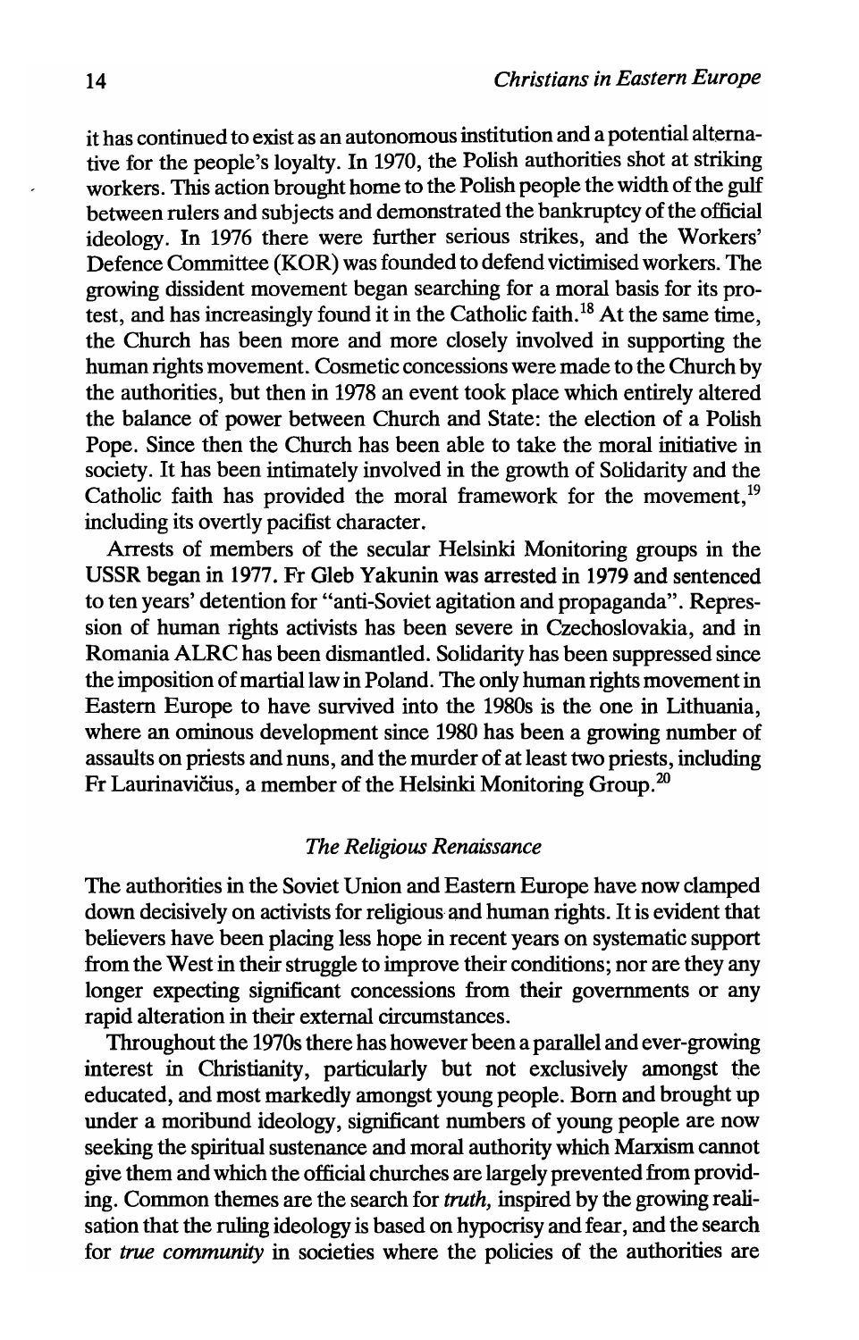it has continued to exist as an autonomous institution and a potential alternative for the people's loyalty. In 1970, the Polish authorities shot at striking workers. This action brought home to the Polish people the width of the gulf between rulers and subjects and demonstrated the bankruptcy of the official ideology. In 1976 there were further serious strikes, and the Workers' Defence Committee (KOR) was founded to defend victimised workers. The growing dissident movement began searching for a moral basis for its protest, and has increasingly found it in the Catholic faith.[18] At the same time, the Church has been more and more closely involved in supporting the human rights movement. Cosmetic concessions were made to the Church by the authorities, but then in 1978 an event took place which entirely altered the balance of power between Church and State: the election of a Polish Pope. Since then the Church has been able to take the moral initiative in society. It has been intimately involved in the growth of Solidarity and the Catholic faith has provided the moral framework for the movement,[19] including its overtly pacifist character.

Arrests of members of the secular Helsinki Monitoring groups in the USSR began in 1977. Fr Gleb Yakunin was arrested in 1979 and sentenced to ten years' detention for "anti-Soviet agitation and propaganda". Repression of human rights activists has been severe in Czechoslovakia, and in Romania ALRC has been dismantled. Solidarity has been suppressed since the imposition of martial law in Poland. The only human rights movement in Eastern Europe to have survived into the 1980s is the one in Lithuania, where an ominous development since 1980 has been a growing number of assaults on priests and nuns, and the murder of at least two priests, including Fr Laurinavičius, a member of the Helsinki Monitoring Group.[20]

## *The Religious Renaissance*

The authorities in the Soviet Union and Eastern Europe have now clamped down decisively on activists for religious and human rights. It is evident that believers have been placing less hope in recent years on systematic support from the West in their struggle to improve their conditions; nor are they any longer expecting significant concessions from their governments or any rapid alteration in their external circumstances.

Throughout the 1970s there has however been a parallel and ever-growing interest in Christianity, particularly but not exclusively amongst the educated, and most markedly amongst young people. Born and brought up under a moribund ideology, significant numbers of young people are now seeking the spiritual sustenance and moral authority which Marxism cannot give them and which the official churches are largely prevented from providing. Common themes are the search for *truth,* inspired by the growing realisation that the ruling ideology is based on hypocrisy and fear, and the search for *true community* in societies where the policies of the authorities are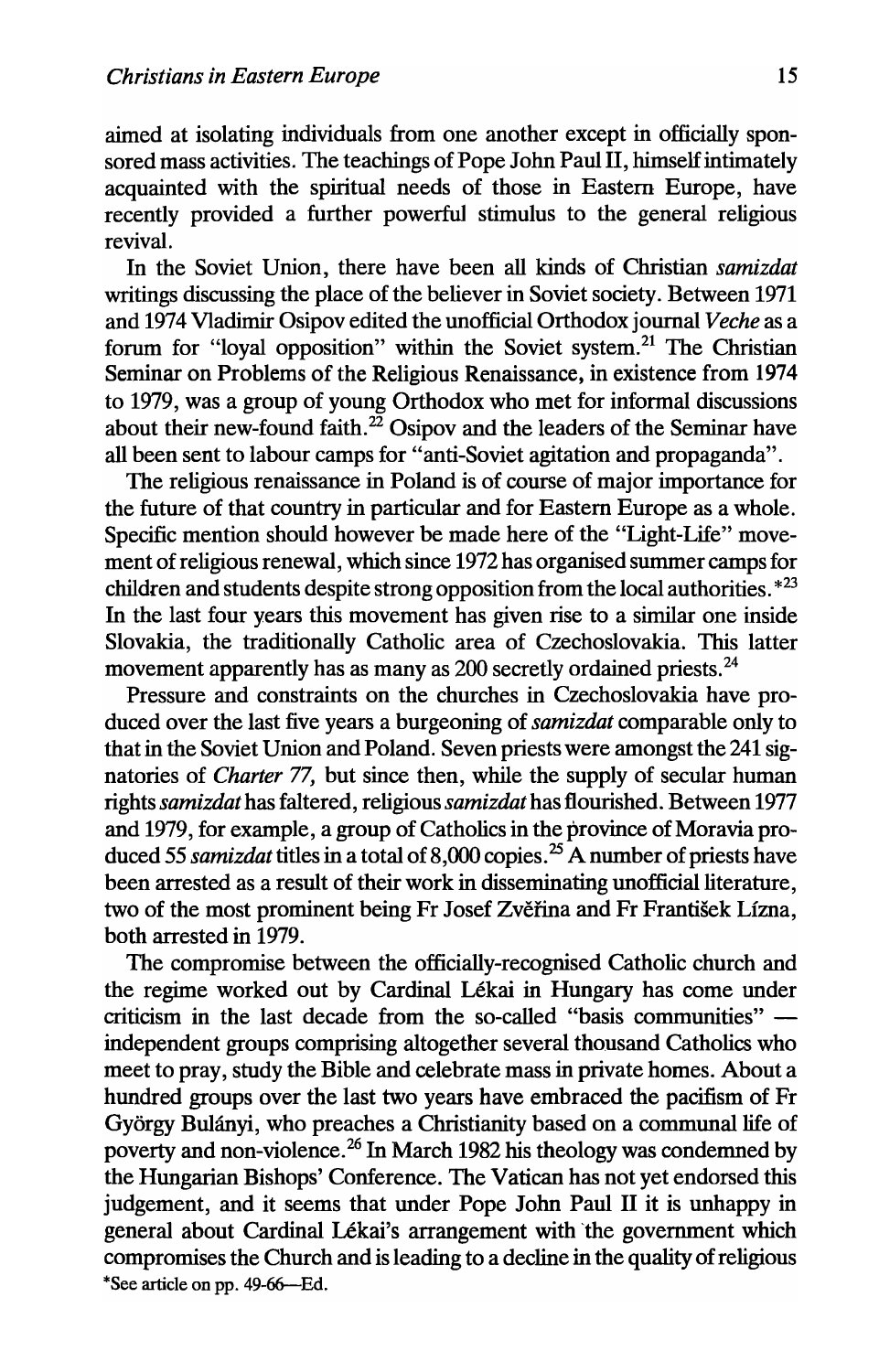aimed at isolating individuals from one another except in officially sponsored mass activities. The teachings of Pope John Paul II, himself intimately acquainted with the spiritual needs of those in Eastern Europe, have recently provided a further powerful stimulus to the general religious revival.

In the Soviet Union, there have been all kinds of Christian *samizdat* writings discussing the place of the believer in Soviet society. Between 1971 and 1974 Vladimir Osipov edited the unofficial Orthodox journal *Veche* as a forum for "loyal opposition" within the Soviet system.[21] The Christian Seminar on Problems of the Religious Renaissance, in existence from 1974 to 1979, was a group of young Orthodox who met for informal discussions about their new-found faith.[22] Osipov and the leaders of the Seminar have all been sent to labour camps for "anti-Soviet agitation and propaganda".

The religious renaissance in Poland is of course of major importance for the future of that country in particular and for Eastern Europe as a whole. Specific mention should however be made here of the "Light-Life" movement of religious renewal, which since 1972 has organised summer camps for children and students despite strong opposition from the local authorities.*[23] In the last four years this movement has given rise to a similar one inside Slovakia, the traditionally Catholic area of Czechoslovakia. This latter movement apparently has as many as 200 secretly ordained priests.[24]

Pressure and constraints on the churches in Czechoslovakia have produced over the last five years a burgeoning of *samizdat* comparable only to that in the Soviet Union and Poland. Seven priests were amongst the 241 signatories of *Charter 77*, but since then, while the supply of secular human rights *samizdat* has faltered, religious *samizdat* has flourished. Between 1977 and 1979, for example, a group of Catholics in the province of Moravia produced 55 *samizdat* titles in a total of 8,000 copies.[25] A number of priests have been arrested as a result of their work in disseminating unofficial literature, two of the most prominent being Fr Josef Zvěřina and Fr František Lízna, both arrested in 1979.

The compromise between the officially-recognised Catholic church and the regime worked out by Cardinal Lékai in Hungary has come under criticism in the last decade from the so-called "basis communities" — independent groups comprising altogether several thousand Catholics who meet to pray, study the Bible and celebrate mass in private homes. About a hundred groups over the last two years have embraced the pacifism of Fr György Bulányi, who preaches a Christianity based on a communal life of poverty and non-violence.[26] In March 1982 his theology was condemned by the Hungarian Bishops' Conference. The Vatican has not yet endorsed this judgement, and it seems that under Pope John Paul II it is unhappy in general about Cardinal Lékai's arrangement with the government which compromises the Church and is leading to a decline in the quality of religious

*See article on pp. 49-66—Ed.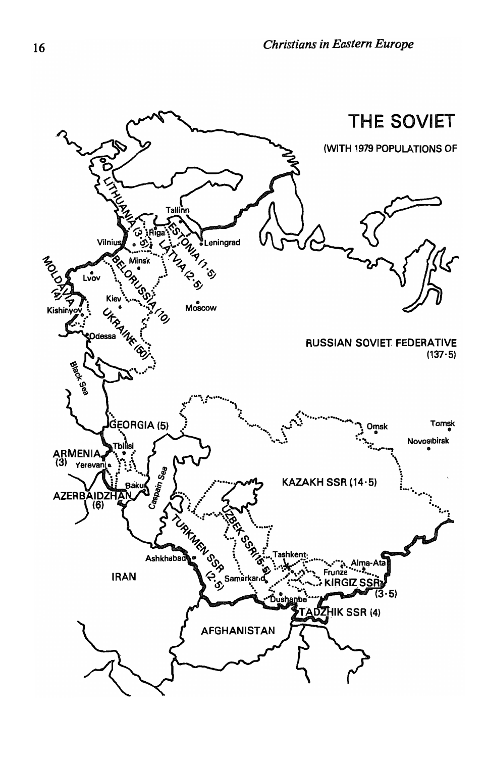## THE SOVIET

(WITH 1979 POPULATIONS OF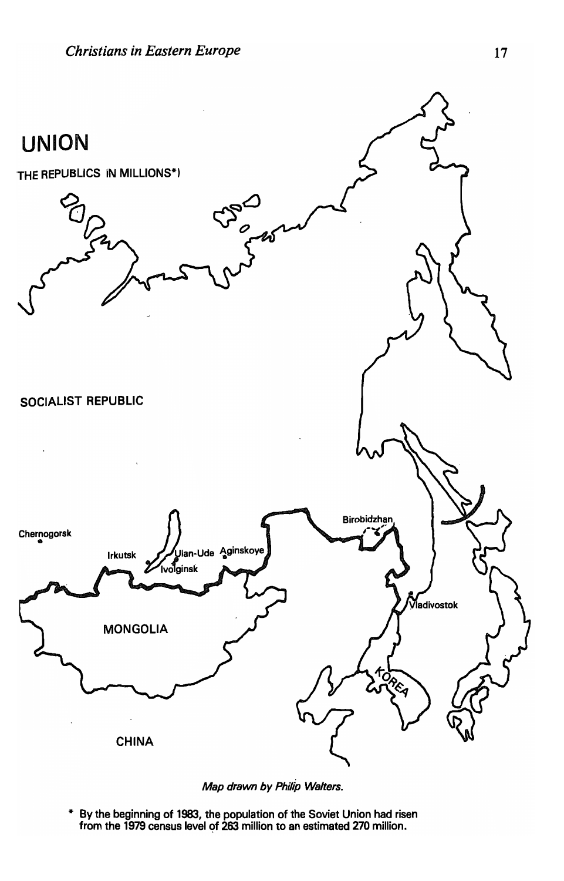UNION

THE REPUBLICS IN MILLIONS*)

SOCIALIST REPUBLIC

Chernogorsk

Irkutsk

Ulan-Ude

Aginskoye

Ivolginsk

Birobidzhan

Vladivostok

MONGOLIA

KOREA

CHINA

*Map drawn by Philip Walters.*

\* By the beginning of 1983, the population of the Soviet Union had risen from the 1979 census level of 263 million to an estimated 270 million.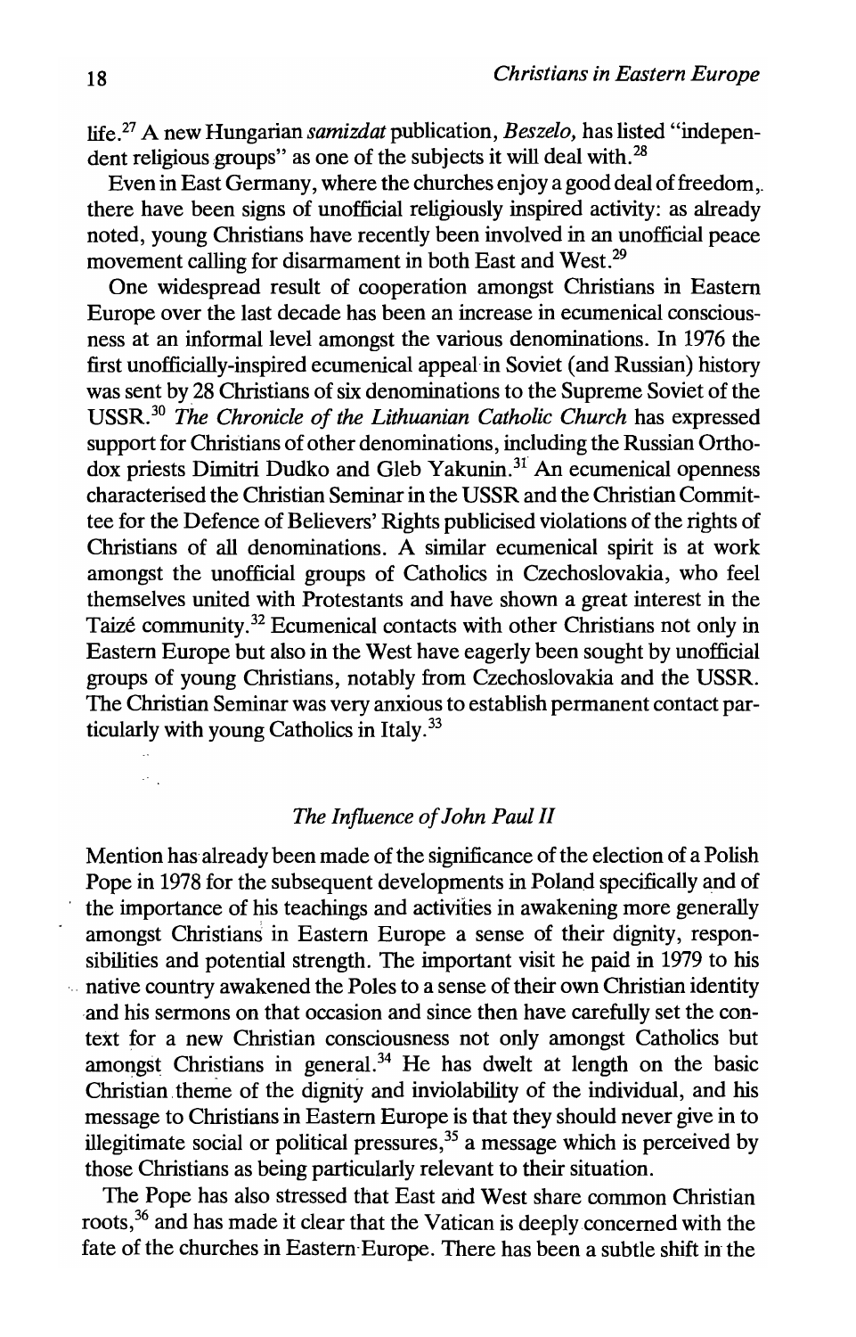life.[27] A new Hungarian *samizdat* publication, *Beszelo*, has listed "independent religious groups" as one of the subjects it will deal with.[28]

Even in East Germany, where the churches enjoy a good deal of freedom, there have been signs of unofficial religiously inspired activity: as already noted, young Christians have recently been involved in an unofficial peace movement calling for disarmament in both East and West.[29]

One widespread result of cooperation amongst Christians in Eastern Europe over the last decade has been an increase in ecumenical consciousness at an informal level amongst the various denominations. In 1976 the first unofficially-inspired ecumenical appeal in Soviet (and Russian) history was sent by 28 Christians of six denominations to the Supreme Soviet of the USSR.[30] *The Chronicle of the Lithuanian Catholic Church* has expressed support for Christians of other denominations, including the Russian Orthodox priests Dimitri Dudko and Gleb Yakunin.[31] An ecumenical openness characterised the Christian Seminar in the USSR and the Christian Committee for the Defence of Believers' Rights publicised violations of the rights of Christians of all denominations. A similar ecumenical spirit is at work amongst the unofficial groups of Catholics in Czechoslovakia, who feel themselves united with Protestants and have shown a great interest in the Taizé community.[32] Ecumenical contacts with other Christians not only in Eastern Europe but also in the West have eagerly been sought by unofficial groups of young Christians, notably from Czechoslovakia and the USSR. The Christian Seminar was very anxious to establish permanent contact particularly with young Catholics in Italy.[33]

### *The Influence of John Paul II*

Mention has already been made of the significance of the election of a Polish Pope in 1978 for the subsequent developments in Poland specifically and of the importance of his teachings and activities in awakening more generally amongst Christians in Eastern Europe a sense of their dignity, responsibilities and potential strength. The important visit he paid in 1979 to his native country awakened the Poles to a sense of their own Christian identity and his sermons on that occasion and since then have carefully set the context for a new Christian consciousness not only amongst Catholics but amongst Christians in general.[34] He has dwelt at length on the basic Christian theme of the dignity and inviolability of the individual, and his message to Christians in Eastern Europe is that they should never give in to illegitimate social or political pressures,[35] a message which is perceived by those Christians as being particularly relevant to their situation.

The Pope has also stressed that East and West share common Christian roots,[36] and has made it clear that the Vatican is deeply concerned with the fate of the churches in Eastern Europe. There has been a subtle shift in the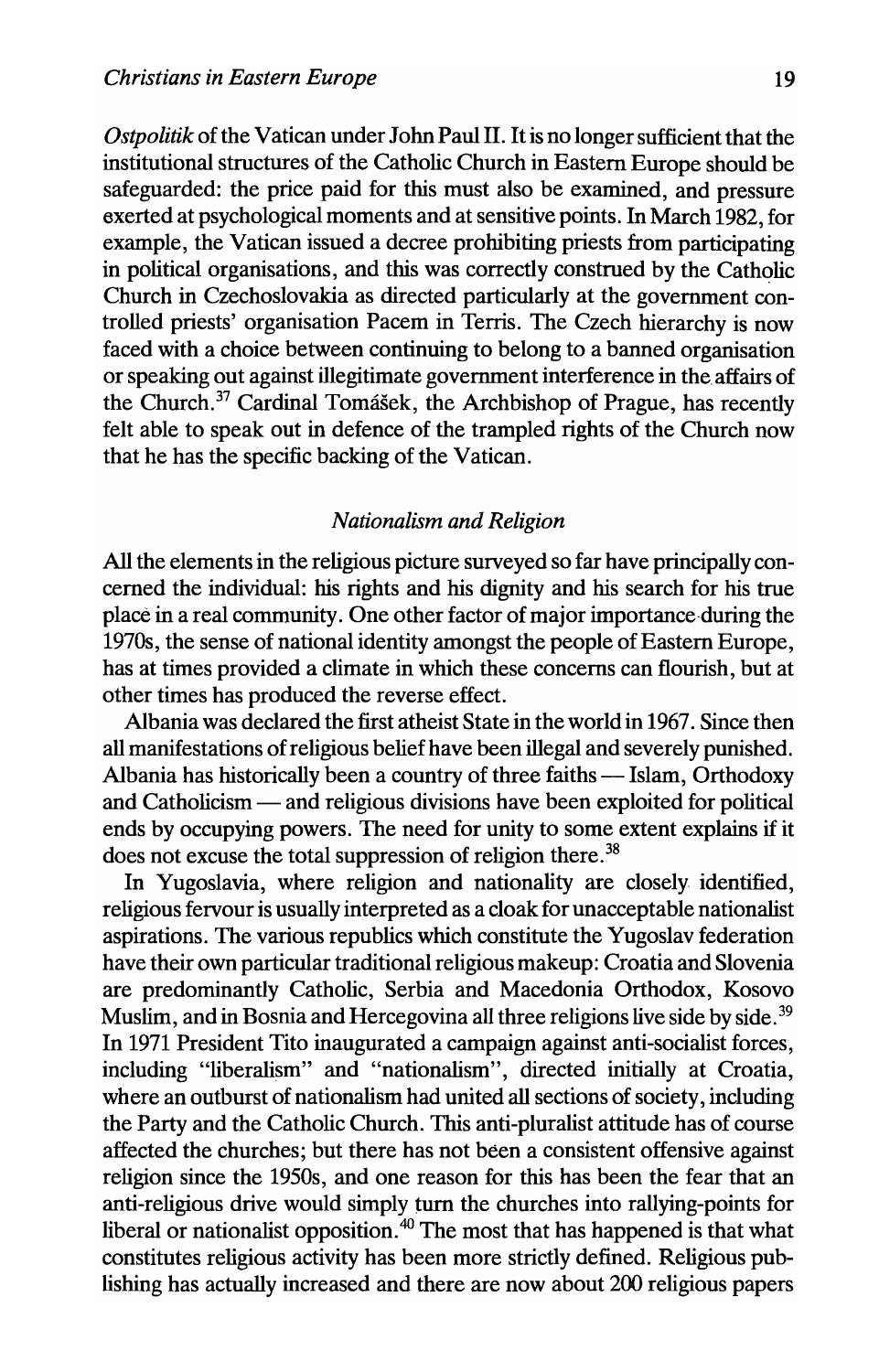*Ostpolitik* of the Vatican under John Paul II. It is no longer sufficient that the institutional structures of the Catholic Church in Eastern Europe should be safeguarded: the price paid for this must also be examined, and pressure exerted at psychological moments and at sensitive points. In March 1982, for example, the Vatican issued a decree prohibiting priests from participating in political organisations, and this was correctly construed by the Catholic Church in Czechoslovakia as directed particularly at the government controlled priests' organisation Pacem in Terris. The Czech hierarchy is now faced with a choice between continuing to belong to a banned organisation or speaking out against illegitimate government interference in the affairs of the Church.[37] Cardinal Tomášek, the Archbishop of Prague, has recently felt able to speak out in defence of the trampled rights of the Church now that he has the specific backing of the Vatican.

## *Nationalism and Religion*

All the elements in the religious picture surveyed so far have principally concerned the individual: his rights and his dignity and his search for his true place in a real community. One other factor of major importance during the 1970s, the sense of national identity amongst the people of Eastern Europe, has at times provided a climate in which these concerns can flourish, but at other times has produced the reverse effect.

Albania was declared the first atheist State in the world in 1967. Since then all manifestations of religious belief have been illegal and severely punished. Albania has historically been a country of three faiths — Islam, Orthodoxy and Catholicism — and religious divisions have been exploited for political ends by occupying powers. The need for unity to some extent explains if it does not excuse the total suppression of religion there.[38]

In Yugoslavia, where religion and nationality are closely identified, religious fervour is usually interpreted as a cloak for unacceptable nationalist aspirations. The various republics which constitute the Yugoslav federation have their own particular traditional religious makeup: Croatia and Slovenia are predominantly Catholic, Serbia and Macedonia Orthodox, Kosovo Muslim, and in Bosnia and Hercegovina all three religions live side by side.[39] In 1971 President Tito inaugurated a campaign against anti-socialist forces, including "liberalism" and "nationalism", directed initially at Croatia, where an outburst of nationalism had united all sections of society, including the Party and the Catholic Church. This anti-pluralist attitude has of course affected the churches; but there has not been a consistent offensive against religion since the 1950s, and one reason for this has been the fear that an anti-religious drive would simply turn the churches into rallying-points for liberal or nationalist opposition.[40] The most that has happened is that what constitutes religious activity has been more strictly defined. Religious publishing has actually increased and there are now about 200 religious papers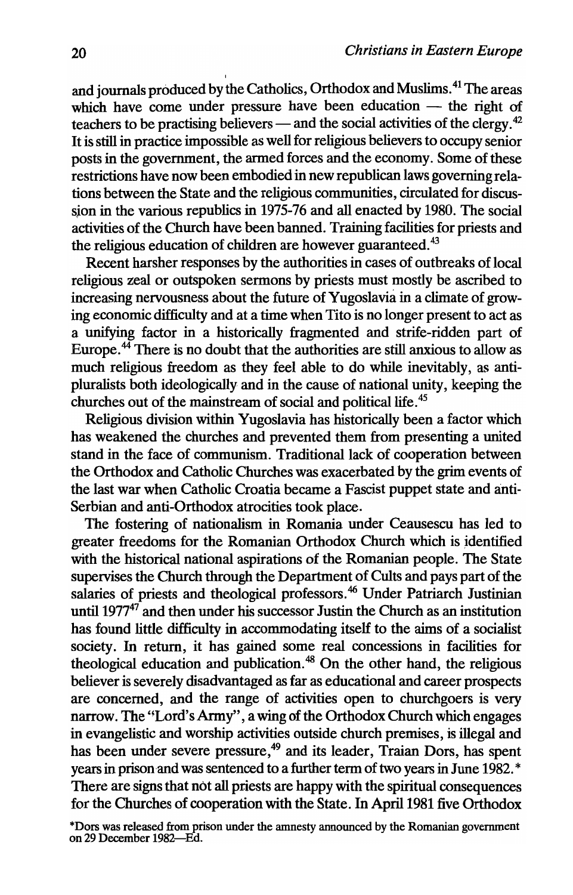and journals produced by the Catholics, Orthodox and Muslims.[41] The areas which have come under pressure have been education — the right of teachers to be practising believers — and the social activities of the clergy.[42] It is still in practice impossible as well for religious believers to occupy senior posts in the government, the armed forces and the economy. Some of these restrictions have now been embodied in new republican laws governing relations between the State and the religious communities, circulated for discussion in the various republics in 1975-76 and all enacted by 1980. The social activities of the Church have been banned. Training facilities for priests and the religious education of children are however guaranteed.[43]

Recent harsher responses by the authorities in cases of outbreaks of local religious zeal or outspoken sermons by priests must mostly be ascribed to increasing nervousness about the future of Yugoslavia in a climate of growing economic difficulty and at a time when Tito is no longer present to act as a unifying factor in a historically fragmented and strife-ridden part of Europe.[44] There is no doubt that the authorities are still anxious to allow as much religious freedom as they feel able to do while inevitably, as anti-pluralists both ideologically and in the cause of national unity, keeping the churches out of the mainstream of social and political life.[45]

Religious division within Yugoslavia has historically been a factor which has weakened the churches and prevented them from presenting a united stand in the face of communism. Traditional lack of cooperation between the Orthodox and Catholic Churches was exacerbated by the grim events of the last war when Catholic Croatia became a Fascist puppet state and anti-Serbian and anti-Orthodox atrocities took place.

The fostering of nationalism in Romania under Ceausescu has led to greater freedoms for the Romanian Orthodox Church which is identified with the historical national aspirations of the Romanian people. The State supervises the Church through the Department of Cults and pays part of the salaries of priests and theological professors.[46] Under Patriarch Justinian until 1977[47] and then under his successor Justin the Church as an institution has found little difficulty in accommodating itself to the aims of a socialist society. In return, it has gained some real concessions in facilities for theological education and publication.[48] On the other hand, the religious believer is severely disadvantaged as far as educational and career prospects are concerned, and the range of activities open to churchgoers is very narrow. The "Lord's Army", a wing of the Orthodox Church which engages in evangelistic and worship activities outside church premises, is illegal and has been under severe pressure,[49] and its leader, Traian Dors, has spent years in prison and was sentenced to a further term of two years in June 1982.* There are signs that not all priests are happy with the spiritual consequences for the Churches of cooperation with the State. In April 1981 five Orthodox

*Dors was released from prison under the amnesty announced by the Romanian government on 29 December 1982—Ed.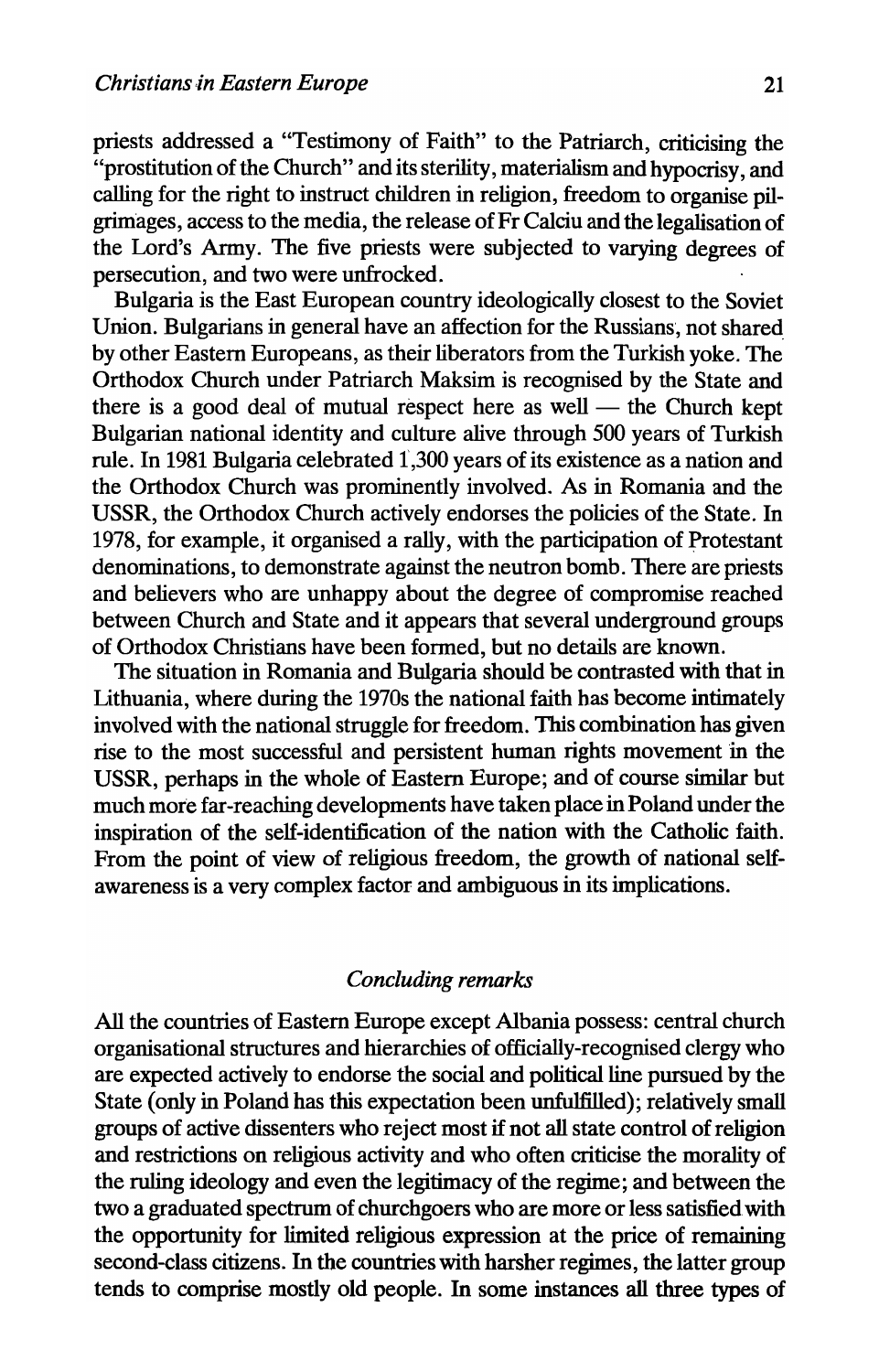priests addressed a "Testimony of Faith" to the Patriarch, criticising the "prostitution of the Church" and its sterility, materialism and hypocrisy, and calling for the right to instruct children in religion, freedom to organise pilgrimages, access to the media, the release of Fr Calciu and the legalisation of the Lord's Army. The five priests were subjected to varying degrees of persecution, and two were unfrocked.

Bulgaria is the East European country ideologically closest to the Soviet Union. Bulgarians in general have an affection for the Russians, not shared by other Eastern Europeans, as their liberators from the Turkish yoke. The Orthodox Church under Patriarch Maksim is recognised by the State and there is a good deal of mutual respect here as well — the Church kept Bulgarian national identity and culture alive through 500 years of Turkish rule. In 1981 Bulgaria celebrated 1,300 years of its existence as a nation and the Orthodox Church was prominently involved. As in Romania and the USSR, the Orthodox Church actively endorses the policies of the State. In 1978, for example, it organised a rally, with the participation of Protestant denominations, to demonstrate against the neutron bomb. There are priests and believers who are unhappy about the degree of compromise reached between Church and State and it appears that several underground groups of Orthodox Christians have been formed, but no details are known.

The situation in Romania and Bulgaria should be contrasted with that in Lithuania, where during the 1970s the national faith has become intimately involved with the national struggle for freedom. This combination has given rise to the most successful and persistent human rights movement in the USSR, perhaps in the whole of Eastern Europe; and of course similar but much more far-reaching developments have taken place in Poland under the inspiration of the self-identification of the nation with the Catholic faith. From the point of view of religious freedom, the growth of national self-awareness is a very complex factor and ambiguous in its implications.

## *Concluding remarks*

All the countries of Eastern Europe except Albania possess: central church organisational structures and hierarchies of officially-recognised clergy who are expected actively to endorse the social and political line pursued by the State (only in Poland has this expectation been unfulfilled); relatively small groups of active dissenters who reject most if not all state control of religion and restrictions on religious activity and who often criticise the morality of the ruling ideology and even the legitimacy of the regime; and between the two a graduated spectrum of churchgoers who are more or less satisfied with the opportunity for limited religious expression at the price of remaining second-class citizens. In the countries with harsher regimes, the latter group tends to comprise mostly old people. In some instances all three types of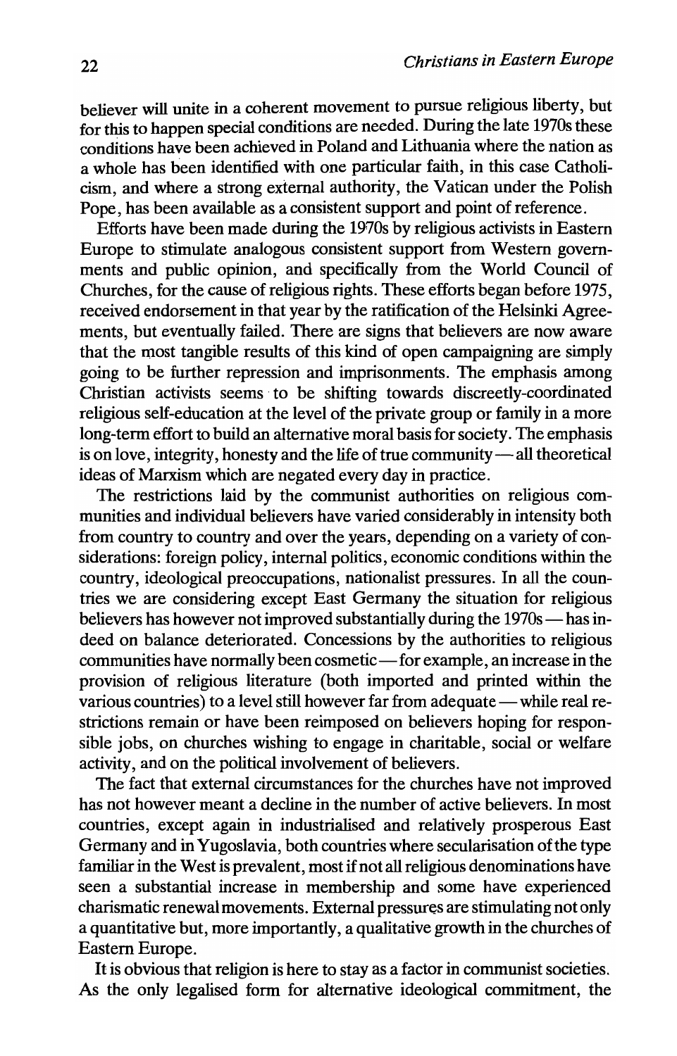believer will unite in a coherent movement to pursue religious liberty, but for this to happen special conditions are needed. During the late 1970s these conditions have been achieved in Poland and Lithuania where the nation as a whole has been identified with one particular faith, in this case Catholicism, and where a strong external authority, the Vatican under the Polish Pope, has been available as a consistent support and point of reference.

Efforts have been made during the 1970s by religious activists in Eastern Europe to stimulate analogous consistent support from Western governments and public opinion, and specifically from the World Council of Churches, for the cause of religious rights. These efforts began before 1975, received endorsement in that year by the ratification of the Helsinki Agreements, but eventually failed. There are signs that believers are now aware that the most tangible results of this kind of open campaigning are simply going to be further repression and imprisonments. The emphasis among Christian activists seems to be shifting towards discreetly-coordinated religious self-education at the level of the private group or family in a more long-term effort to build an alternative moral basis for society. The emphasis is on love, integrity, honesty and the life of true community — all theoretical ideas of Marxism which are negated every day in practice.

The restrictions laid by the communist authorities on religious communities and individual believers have varied considerably in intensity both from country to country and over the years, depending on a variety of considerations: foreign policy, internal politics, economic conditions within the country, ideological preoccupations, nationalist pressures. In all the countries we are considering except East Germany the situation for religious believers has however not improved substantially during the 1970s — has indeed on balance deteriorated. Concessions by the authorities to religious communities have normally been cosmetic — for example, an increase in the provision of religious literature (both imported and printed within the various countries) to a level still however far from adequate — while real restrictions remain or have been reimposed on believers hoping for responsible jobs, on churches wishing to engage in charitable, social or welfare activity, and on the political involvement of believers.

The fact that external circumstances for the churches have not improved has not however meant a decline in the number of active believers. In most countries, except again in industrialised and relatively prosperous East Germany and in Yugoslavia, both countries where secularisation of the type familiar in the West is prevalent, most if not all religious denominations have seen a substantial increase in membership and some have experienced charismatic renewal movements. External pressures are stimulating not only a quantitative but, more importantly, a qualitative growth in the churches of Eastern Europe.

It is obvious that religion is here to stay as a factor in communist societies. As the only legalised form for alternative ideological commitment, the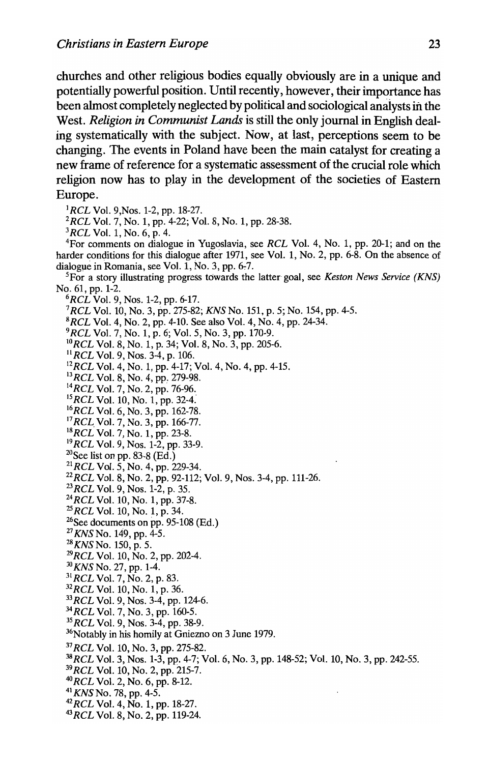churches and other religious bodies equally obviously are in a unique and potentially powerful position. Until recently, however, their importance has been almost completely neglected by political and sociological analysts in the West. *Religion in Communist Lands* is still the only journal in English dealing systematically with the subject. Now, at last, perceptions seem to be changing. The events in Poland have been the main catalyst for creating a new frame of reference for a systematic assessment of the crucial role which religion now has to play in the development of the societies of Eastern Europe.

[1] *RCL* Vol. 9, Nos. 1-2, pp. 18-27.

[2] *RCL* Vol. 7, No. 1, pp. 4-22; Vol. 8, No. 1, pp. 28-38.

[3] *RCL* Vol. 1, No. 6, p. 4.

[4] For comments on dialogue in Yugoslavia, see *RCL* Vol. 4, No. 1, pp. 20-1; and on the harder conditions for this dialogue after 1971, see Vol. 1, No. 2, pp. 6-8. On the absence of dialogue in Romania, see Vol. 1, No. 3, pp. 6-7.

[5] For a story illustrating progress towards the latter goal, see *Keston News Service (KNS)* No. 61, pp. 1-2.

[6] *RCL* Vol. 9, Nos. 1-2, pp. 6-17.

[7] *RCL* Vol. 10, No. 3, pp. 275-82; *KNS* No. 151, p. 5; No. 154, pp. 4-5.

[8] *RCL* Vol. 4, No. 2, pp. 4-10. See also Vol. 4, No. 4, pp. 24-34.

[9] *RCL* Vol. 7, No. 1, p. 6; Vol. 5, No. 3, pp. 170-9.

[10] *RCL* Vol. 8, No. 1, p. 34; Vol. 8, No. 3, pp. 205-6.

[11] *RCL* Vol. 9, Nos. 3-4, p. 106.

[12] *RCL* Vol. 4, No. 1, pp. 4-17; Vol. 4, No. 4, pp. 4-15.

[13] *RCL* Vol. 8, No. 4, pp. 279-98.

[14] *RCL* Vol. 7, No. 2, pp. 76-96.

[15] *RCL* Vol. 10, No. 1, pp. 32-4.

[16] *RCL* Vol. 6, No. 3, pp. 162-78.

[17] *RCL* Vol. 7, No. 3, pp. 166-77.

[18] *RCL* Vol. 7, No. 1, pp. 23-8.

[19] *RCL* Vol. 9, Nos. 1-2, pp. 33-9.

[20] See list on pp. 83-8 (Ed.)

[21] *RCL* Vol. 5, No. 4, pp. 229-34.

[22] *RCL* Vol. 8, No. 2, pp. 92-112; Vol. 9, Nos. 3-4, pp. 111-26.

[23] *RCL* Vol. 9, Nos. 1-2, p. 35.

[24] *RCL* Vol. 10, No. 1, pp. 37-8.

[25] *RCL* Vol. 10, No. 1, p. 34.

[26] See documents on pp. 95-108 (Ed.)

[27] *KNS* No. 149, pp. 4-5.

[28] *KNS* No. 150, p. 5.

[29] *RCL* Vol. 10, No. 2, pp. 202-4.

[30] *KNS* No. 27, pp. 1-4.

[31] *RCL* Vol. 7, No. 2, p. 83.

[32] *RCL* Vol. 10, No. 1, p. 36.

[33] *RCL* Vol. 9, Nos. 3-4, pp. 124-6.

[34] *RCL* Vol. 7, No. 3, pp. 160-5.

[35] *RCL* Vol. 9, Nos. 3-4, pp. 38-9.

[36] Notably in his homily at Gniezno on 3 June 1979.

[37] *RCL* Vol. 10, No. 3, pp. 275-82.

[38] *RCL* Vol. 3, Nos. 1-3, pp. 4-7; Vol. 6, No. 3, pp. 148-52; Vol. 10, No. 3, pp. 242-55.

[39] *RCL* Vol. 10, No. 2, pp. 215-7.

[40] *RCL* Vol. 2, No. 6, pp. 8-12.

[41] *KNS* No. 78, pp. 4-5.

[42] *RCL* Vol. 4, No. 1, pp. 18-27.

[43] *RCL* Vol. 8, No. 2, pp. 119-24.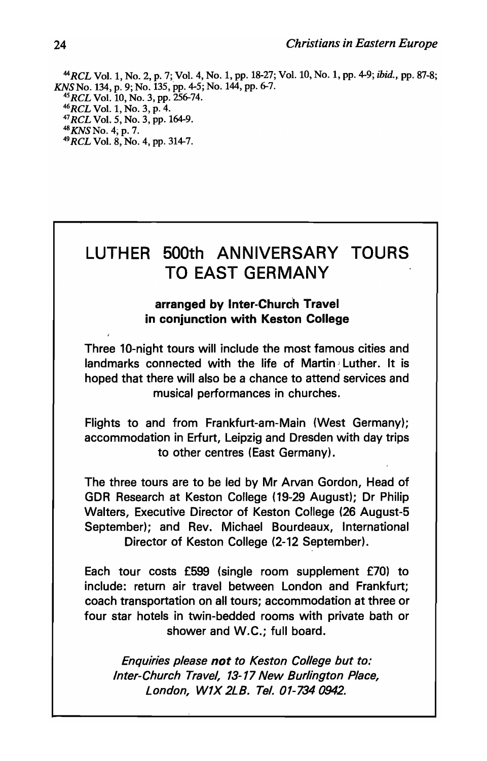[44] *RCL* Vol. 1, No. 2, p. 7; Vol. 4, No. 1, pp. 18-27; Vol. 10, No. 1, pp. 4-9; *ibid.*, pp. 87-8; *KNS* No. 134, p. 9; No. 135, pp. 4-5; No. 144, pp. 6-7.

[45] *RCL* Vol. 10, No. 3, pp. 256-74.

[46] *RCL* Vol. 1, No. 3, p. 4.

[47] *RCL* Vol. 5, No. 3, pp. 164-9.

[48] *KNS* No. 4, p. 7.

[49] *RCL* Vol. 8, No. 4, pp. 314-7.

## LUTHER 500th ANNIVERSARY TOURS TO EAST GERMANY

**arranged by Inter-Church Travel in conjunction with Keston College**

Three 10-night tours will include the most famous cities and landmarks connected with the life of Martin Luther. It is hoped that there will also be a chance to attend services and musical performances in churches.

Flights to and from Frankfurt-am-Main (West Germany); accommodation in Erfurt, Leipzig and Dresden with day trips to other centres (East Germany).

The three tours are to be led by Mr Arvan Gordon, Head of GDR Research at Keston College (19-29 August); Dr Philip Walters, Executive Director of Keston College (26 August-5 September); and Rev. Michael Bourdeaux, International Director of Keston College (2-12 September).

Each tour costs £599 (single room supplement £70) to include: return air travel between London and Frankfurt; coach transportation on all tours; accommodation at three or four star hotels in twin-bedded rooms with private bath or shower and W.C.; full board.

*Enquiries please **not** to Keston College but to: Inter-Church Travel, 13-17 New Burlington Place, London, W1X 2LB. Tel. 01-734 0942.*